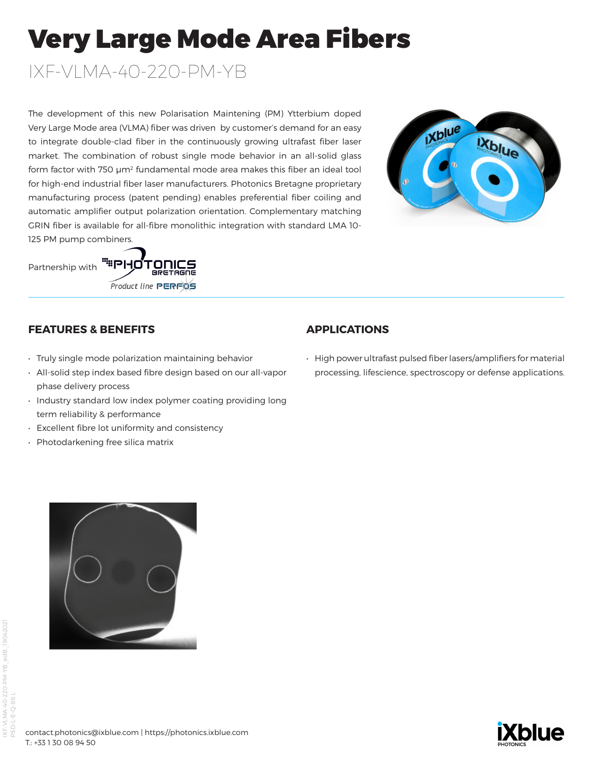# Very Large Mode Area Fibers

## IXF-VLMA-40-220-PM-YB

The development of this new Polarisation Maintening (PM) Ytterbium doped Very Large Mode area (VLMA) fiber was driven by customer's demand for an easy to integrate double-clad fiber in the continuously growing ultrafast fiber laser market. The combination of robust single mode behavior in an all-solid glass form factor with 750 µm² fundamental mode area makes this fiber an ideal tool for high-end industrial fiber laser manufacturers. Photonics Bretagne proprietary manufacturing process (patent pending) enables preferential fiber coiling and automatic amplifier output polarization orientation. Complementary matching GRIN fiber is available for all-fibre monolithic integration with standard LMA 10-125 PM pump combiners.

Partnership with PHOTONICS BRETAGNE *Product line* PERFOS

### FEATURES & BENEFITS

- Truly single mode polarization maintaining behavior
- All-solid step index based fibre design based on our all-vapor phase delivery process
- Industry standard low index polymer coating providing long term reliability & performance
- Excellent fibre lot uniformity and consistency
- Photodarkening free silica matrix

### APPLICATIONS

- High power ultrafast pulsed fiber lasers/amplifiers for material processing, lifescience, spectroscopy or defense applications.

IXF-VLMA-40-220-PM-YB_edB_19042021
PSD-L-E-Q-86 L

contact.photonics@ixblue.com | https://photonics.ixblue.com
T.: +33 1 30 08 94 50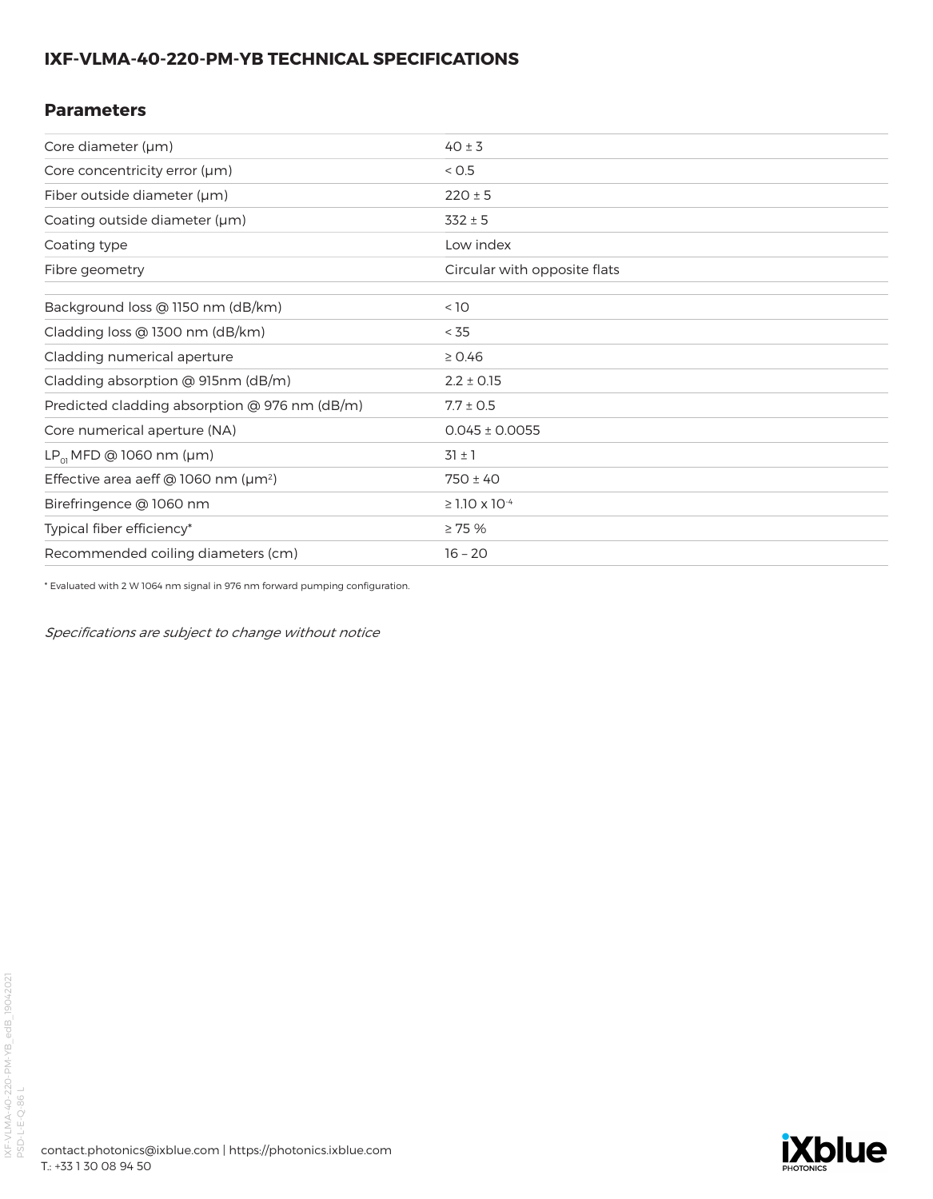## IXF-VLMA-40-220-PM-YB TECHNICAL SPECIFICATIONS

### Parameters

| | |
|---|---|
| Core diameter (µm) | 40 ± 3 |
| Core concentricity error (µm) | < 0.5 |
| Fiber outside diameter (µm) | 220 ± 5 |
| Coating outside diameter (µm) | 332 ± 5 |
| Coating type | Low index |
| Fibre geometry | Circular with opposite flats |
| Background loss @ 1150 nm (dB/km) | < 10 |
| Cladding loss @ 1300 nm (dB/km) | < 35 |
| Cladding numerical aperture | ≥ 0.46 |
| Cladding absorption @ 915nm (dB/m) | 2.2 ± 0.15 |
| Predicted cladding absorption @ 976 nm (dB/m) | 7.7 ± 0.5 |
| Core numerical aperture (NA) | 0.045 ± 0.0055 |
| $LP_{01}$ MFD @ 1060 nm (µm) | 31 ± 1 |
| Effective area aeff @ 1060 nm (µm²) | 750 ± 40 |
| Birefringence @ 1060 nm | ≥ $1.10 \times 10^{-4}$ |
| Typical fiber efficiency* | ≥ 75 % |
| Recommended coiling diameters (cm) | 16 – 20 |

* Evaluated with 2 W 1064 nm signal in 976 nm forward pumping configuration.

*Specifications are subject to change without notice*

contact.photonics@ixblue.com | https://photonics.ixblue.com
T.: +33 1 30 08 94 50